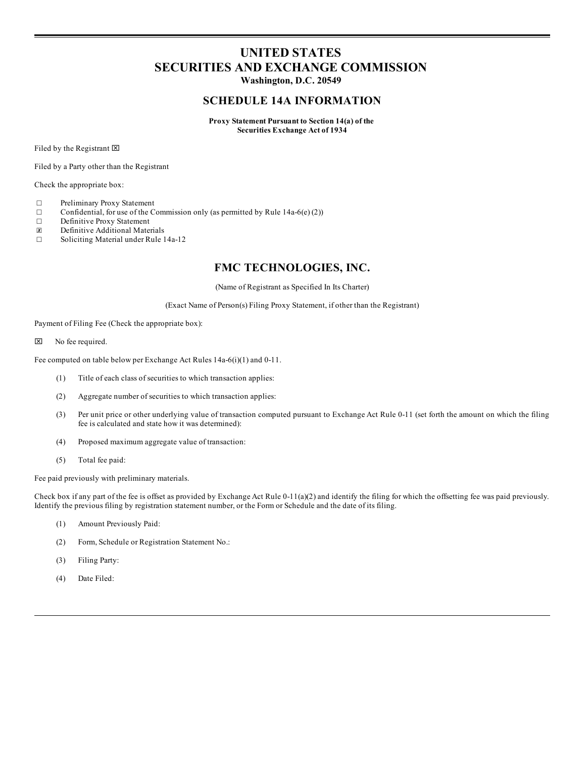# UNITED STATES
# SECURITIES AND EXCHANGE COMMISSION
**Washington, D.C. 20549**

## SCHEDULE 14A INFORMATION

**Proxy Statement Pursuant to Section 14(a) of the Securities Exchange Act of 1934**

Filed by the Registrant ☒

Filed by a Party other than the Registrant

Check the appropriate box:

- ☐ Preliminary Proxy Statement
- ☐ Confidential, for use of the Commission only (as permitted by Rule 14a-6(e)(2))
- ☐ Definitive Proxy Statement
- ☒ Definitive Additional Materials
- ☐ Soliciting Material under Rule 14a-12

## FMC TECHNOLOGIES, INC.

(Name of Registrant as Specified In Its Charter)

(Exact Name of Person(s) Filing Proxy Statement, if other than the Registrant)

Payment of Filing Fee (Check the appropriate box):

☒ No fee required.

Fee computed on table below per Exchange Act Rules 14a-6(i)(1) and 0-11.

(1) Title of each class of securities to which transaction applies:

(2) Aggregate number of securities to which transaction applies:

(3) Per unit price or other underlying value of transaction computed pursuant to Exchange Act Rule 0-11 (set forth the amount on which the filing fee is calculated and state how it was determined):

(4) Proposed maximum aggregate value of transaction:

(5) Total fee paid:

Fee paid previously with preliminary materials.

Check box if any part of the fee is offset as provided by Exchange Act Rule 0-11(a)(2) and identify the filing for which the offsetting fee was paid previously. Identify the previous filing by registration statement number, or the Form or Schedule and the date of its filing.

(1) Amount Previously Paid:

(2) Form, Schedule or Registration Statement No.:

(3) Filing Party:

(4) Date Filed: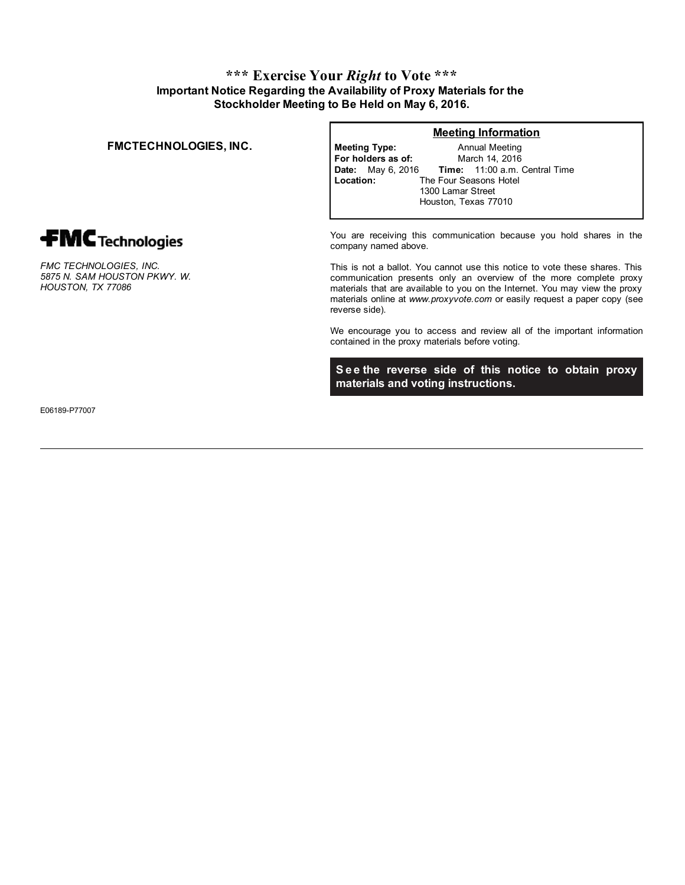# *** Exercise Your *Right* to Vote ***

## Important Notice Regarding the Availability of Proxy Materials for the Stockholder Meeting to Be Held on May 6, 2016.

**FMCTECHNOLOGIES, INC.**

FMC Technologies

*FMC TECHNOLOGIES, INC.*
*5875 N. SAM HOUSTON PKWY. W.*
*HOUSTON, TX 77086*

E06189-P77007

**Meeting Information**

**Meeting Type:** Annual Meeting
**For holders as of:** March 14, 2016
**Date:** May 6, 2016 **Time:** 11:00 a.m. Central Time
**Location:** The Four Seasons Hotel
1300 Lamar Street
Houston, Texas 77010

You are receiving this communication because you hold shares in the company named above.

This is not a ballot. You cannot use this notice to vote these shares. This communication presents only an overview of the more complete proxy materials that are available to you on the Internet. You may view the proxy materials online at *www.proxyvote.com* or easily request a paper copy (see reverse side).

We encourage you to access and review all of the important information contained in the proxy materials before voting.

**See the reverse side of this notice to obtain proxy materials and voting instructions.**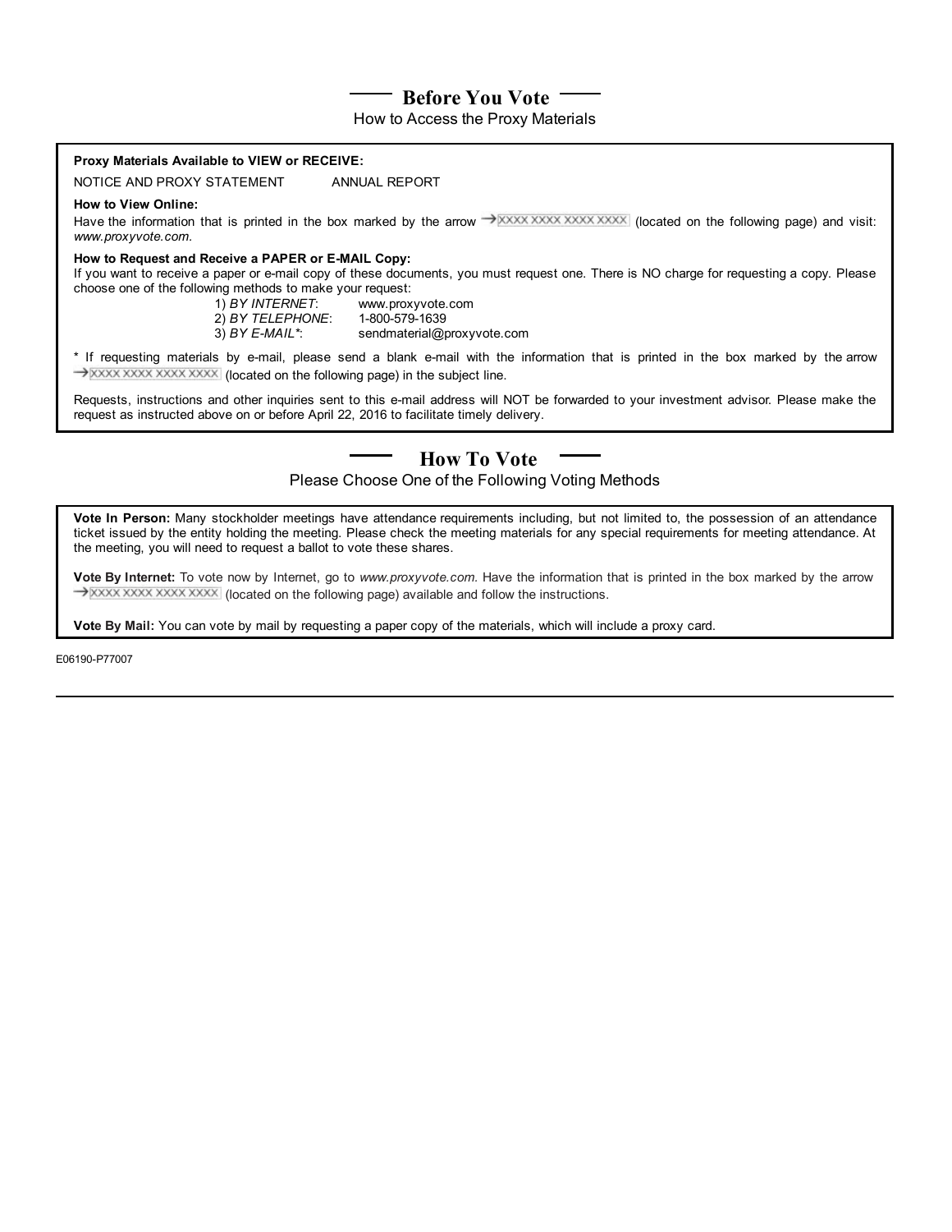## Before You Vote

How to Access the Proxy Materials

**Proxy Materials Available to VIEW or RECEIVE:**

NOTICE AND PROXY STATEMENT ANNUAL REPORT

**How to View Online:**

Have the information that is printed in the box marked by the arrow → XXXX XXXX XXXX XXXX (located on the following page) and visit: *www.proxyvote.com.*

**How to Request and Receive a PAPER or E-MAIL Copy:**

If you want to receive a paper or e-mail copy of these documents, you must request one. There is NO charge for requesting a copy. Please choose one of the following methods to make your request:

1) *BY INTERNET*: www.proxyvote.com
2) *BY TELEPHONE*: 1-800-579-1639
3) *BY E-MAIL**: sendmaterial@proxyvote.com

* If requesting materials by e-mail, please send a blank e-mail with the information that is printed in the box marked by the arrow → XXXX XXXX XXXX XXXX (located on the following page) in the subject line.

Requests, instructions and other inquiries sent to this e-mail address will NOT be forwarded to your investment advisor. Please make the request as instructed above on or before April 22, 2016 to facilitate timely delivery.

## How To Vote

Please Choose One of the Following Voting Methods

**Vote In Person:** Many stockholder meetings have attendance requirements including, but not limited to, the possession of an attendance ticket issued by the entity holding the meeting. Please check the meeting materials for any special requirements for meeting attendance. At the meeting, you will need to request a ballot to vote these shares.

**Vote By Internet:** To vote now by Internet, go to *www.proxyvote.com*. Have the information that is printed in the box marked by the arrow → XXXX XXXX XXXX XXXX (located on the following page) available and follow the instructions.

**Vote By Mail:** You can vote by mail by requesting a paper copy of the materials, which will include a proxy card.

E06190-P77007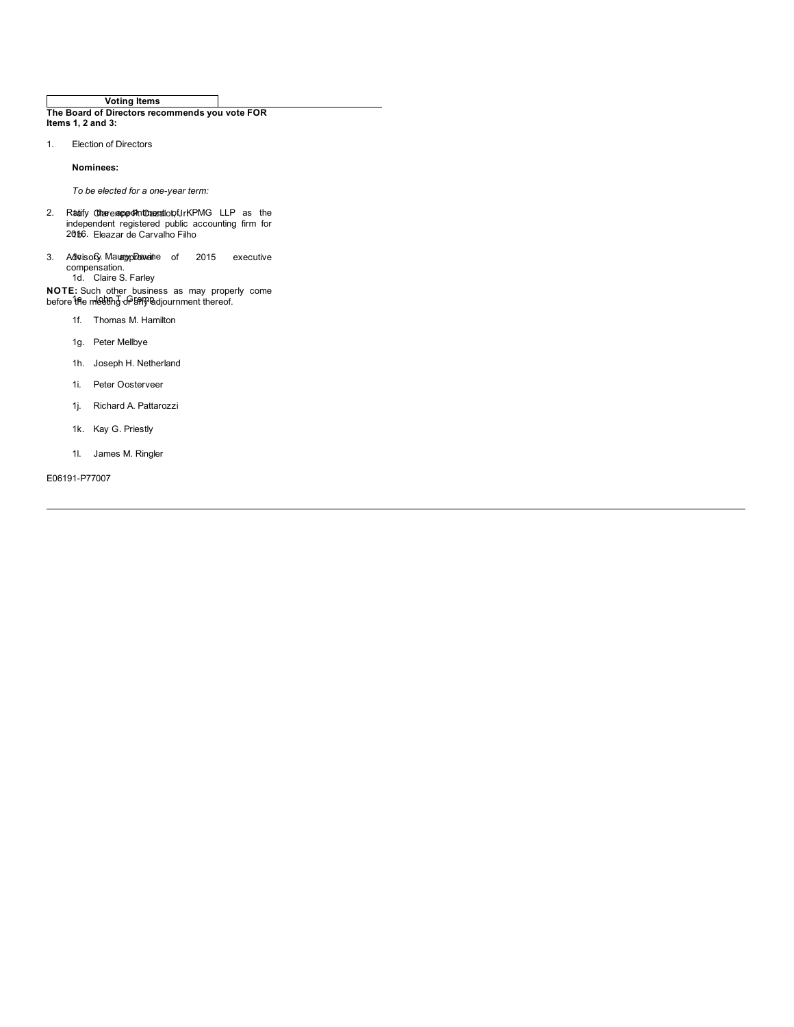**Voting Items**

**The Board of Directors recommends you vote FOR Items 1, 2 and 3:**

1. Election of Directors

   **Nominees:**

   *To be elected for a one-year term:*

   1a. Clarence P. Cazalot, Jr.

   1b. Eleazar de Carvalho Filho

   1c. C. Maury Devine

   1d. Claire S. Farley

   1e. John T. Gremp

   1f. Thomas M. Hamilton

   1g. Peter Mellbye

   1h. Joseph H. Netherland

   1i. Peter Oosterveer

   1j. Richard A. Pattarozzi

   1k. Kay G. Priestly

   1l. James M. Ringler

2. Ratify the appointment of KPMG LLP as the independent registered public accounting firm for 2016.

3. Advisory approval of 2015 executive compensation.

**NOTE:** Such other business as may properly come before the meeting or any adjournment thereof.

E06191-P77007